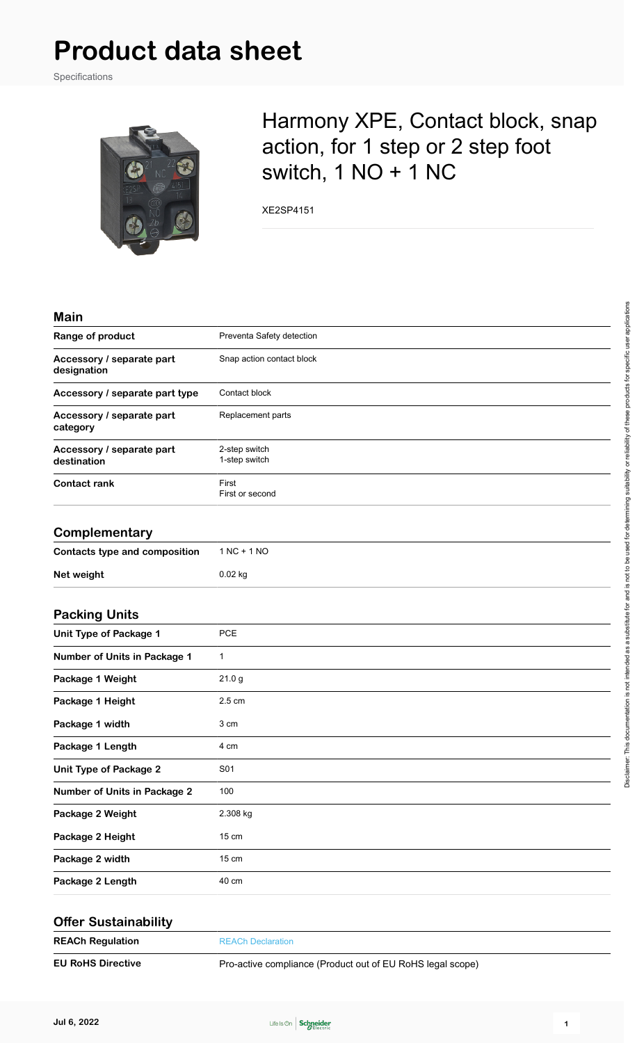# Product data sheet

Specifications

## Harmony XPE, Contact block, snap action, for 1 step or 2 step foot switch, 1 NO + 1 NC

XE2SP4151

### Main

| | |
|---|---|
| **Range of product** | Preventa Safety detection |
| **Accessory / separate part designation** | Snap action contact block |
| **Accessory / separate part type** | Contact block |
| **Accessory / separate part category** | Replacement parts |
| **Accessory / separate part destination** | 2-step switch<br>1-step switch |
| **Contact rank** | First<br>First or second |

### Complementary

| | |
|---|---|
| **Contacts type and composition** | 1 NC + 1 NO |
| **Net weight** | 0.02 kg |

### Packing Units

| | |
|---|---|
| **Unit Type of Package 1** | PCE |
| **Number of Units in Package 1** | 1 |
| **Package 1 Weight** | 21.0 g |
| **Package 1 Height** | 2.5 cm |
| **Package 1 width** | 3 cm |
| **Package 1 Length** | 4 cm |
| **Unit Type of Package 2** | S01 |
| **Number of Units in Package 2** | 100 |
| **Package 2 Weight** | 2.308 kg |
| **Package 2 Height** | 15 cm |
| **Package 2 width** | 15 cm |
| **Package 2 Length** | 40 cm |

### Offer Sustainability

| | |
|---|---|
| **REACh Regulation** | REACh Declaration |
| **EU RoHS Directive** | Pro-active compliance (Product out of EU RoHS legal scope) |

Disclaimer: This documentation is not intended as a substitute for and is not to be used for determining suitability or reliability of these products for specific user applications

Jul 6, 2022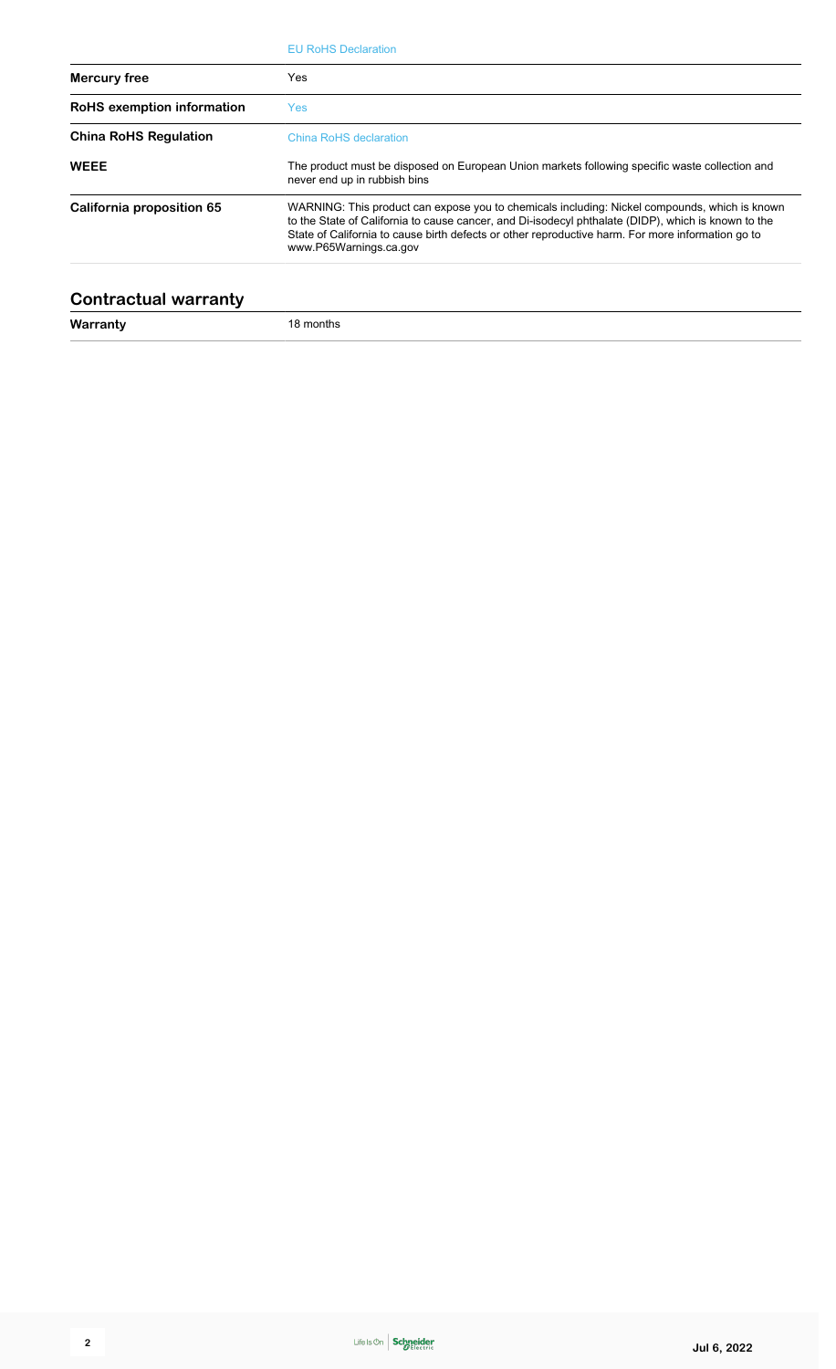| | |
|---|---|
| | EU RoHS Declaration |
| **Mercury free** | Yes |
| **RoHS exemption information** | Yes |
| **China RoHS Regulation** | China RoHS declaration |
| **WEEE** | The product must be disposed on European Union markets following specific waste collection and never end up in rubbish bins |
| **California proposition 65** | WARNING: This product can expose you to chemicals including: Nickel compounds, which is known to the State of California to cause cancer, and Di-isodecyl phthalate (DIDP), which is known to the State of California to cause birth defects or other reproductive harm. For more information go to www.P65Warnings.ca.gov |

## Contractual warranty

| | |
|---|---|
| **Warranty** | 18 months |